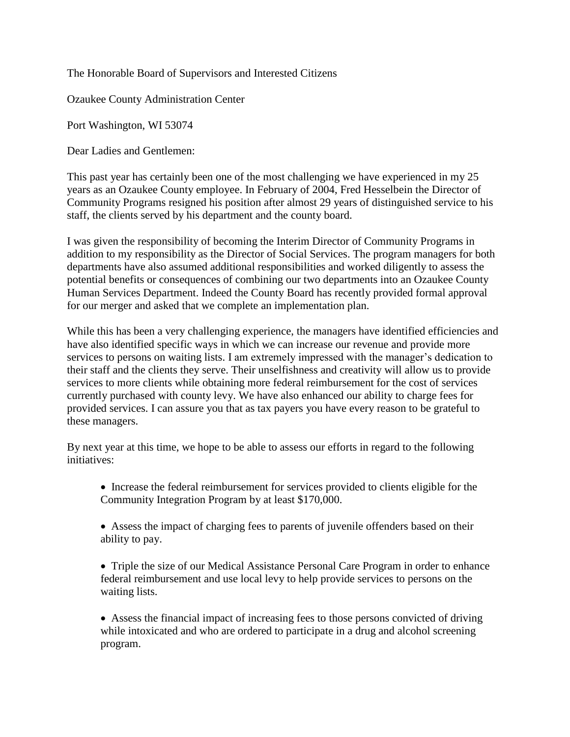The Honorable Board of Supervisors and Interested Citizens

Ozaukee County Administration Center

Port Washington, WI 53074

Dear Ladies and Gentlemen:

This past year has certainly been one of the most challenging we have experienced in my 25 years as an Ozaukee County employee. In February of 2004, Fred Hesselbein the Director of Community Programs resigned his position after almost 29 years of distinguished service to his staff, the clients served by his department and the county board.

I was given the responsibility of becoming the Interim Director of Community Programs in addition to my responsibility as the Director of Social Services. The program managers for both departments have also assumed additional responsibilities and worked diligently to assess the potential benefits or consequences of combining our two departments into an Ozaukee County Human Services Department. Indeed the County Board has recently provided formal approval for our merger and asked that we complete an implementation plan.

While this has been a very challenging experience, the managers have identified efficiencies and have also identified specific ways in which we can increase our revenue and provide more services to persons on waiting lists. I am extremely impressed with the manager's dedication to their staff and the clients they serve. Their unselfishness and creativity will allow us to provide services to more clients while obtaining more federal reimbursement for the cost of services currently purchased with county levy. We have also enhanced our ability to charge fees for provided services. I can assure you that as tax payers you have every reason to be grateful to these managers.

By next year at this time, we hope to be able to assess our efforts in regard to the following initiatives:

- Increase the federal reimbursement for services provided to clients eligible for the Community Integration Program by at least $170,000.
- Assess the impact of charging fees to parents of juvenile offenders based on their ability to pay.
- Triple the size of our Medical Assistance Personal Care Program in order to enhance federal reimbursement and use local levy to help provide services to persons on the waiting lists.
- Assess the financial impact of increasing fees to those persons convicted of driving while intoxicated and who are ordered to participate in a drug and alcohol screening program.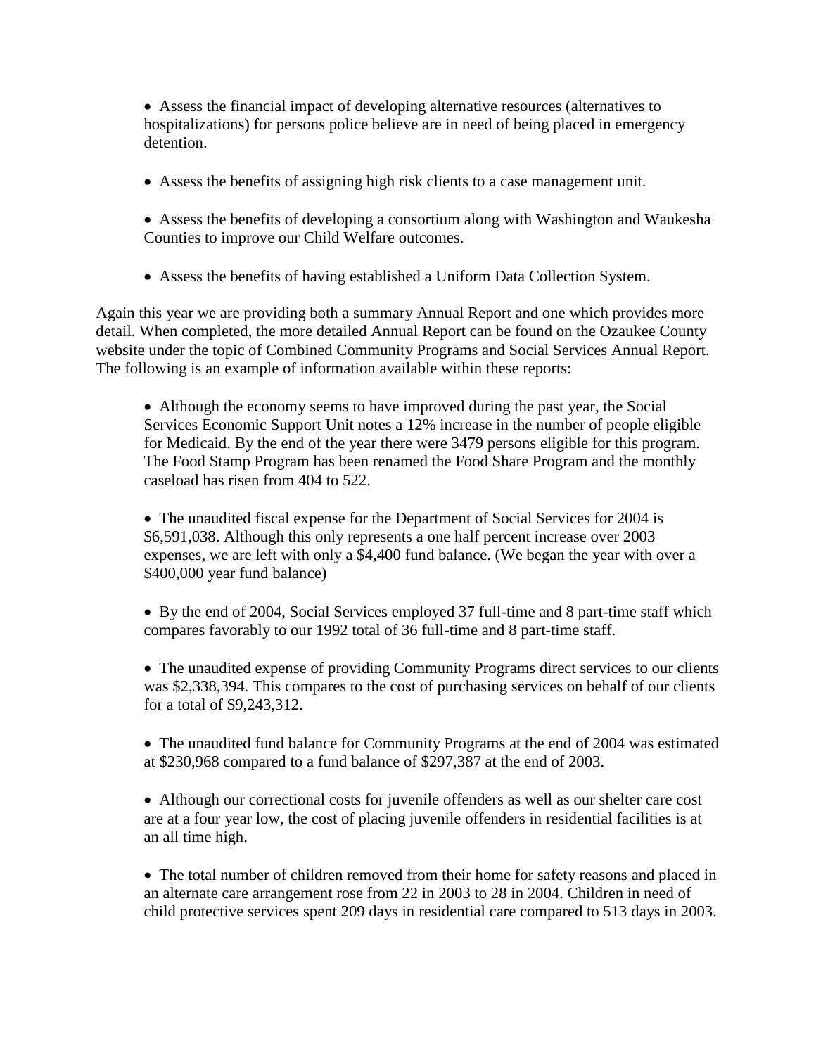- Assess the financial impact of developing alternative resources (alternatives to hospitalizations) for persons police believe are in need of being placed in emergency detention.

- Assess the benefits of assigning high risk clients to a case management unit.

- Assess the benefits of developing a consortium along with Washington and Waukesha Counties to improve our Child Welfare outcomes.

- Assess the benefits of having established a Uniform Data Collection System.

Again this year we are providing both a summary Annual Report and one which provides more detail. When completed, the more detailed Annual Report can be found on the Ozaukee County website under the topic of Combined Community Programs and Social Services Annual Report. The following is an example of information available within these reports:

- Although the economy seems to have improved during the past year, the Social Services Economic Support Unit notes a 12% increase in the number of people eligible for Medicaid. By the end of the year there were 3479 persons eligible for this program. The Food Stamp Program has been renamed the Food Share Program and the monthly caseload has risen from 404 to 522.

- The unaudited fiscal expense for the Department of Social Services for 2004 is $6,591,038. Although this only represents a one half percent increase over 2003 expenses, we are left with only a $4,400 fund balance. (We began the year with over a $400,000 year fund balance)

- By the end of 2004, Social Services employed 37 full-time and 8 part-time staff which compares favorably to our 1992 total of 36 full-time and 8 part-time staff.

- The unaudited expense of providing Community Programs direct services to our clients was $2,338,394. This compares to the cost of purchasing services on behalf of our clients for a total of $9,243,312.

- The unaudited fund balance for Community Programs at the end of 2004 was estimated at $230,968 compared to a fund balance of $297,387 at the end of 2003.

- Although our correctional costs for juvenile offenders as well as our shelter care cost are at a four year low, the cost of placing juvenile offenders in residential facilities is at an all time high.

- The total number of children removed from their home for safety reasons and placed in an alternate care arrangement rose from 22 in 2003 to 28 in 2004. Children in need of child protective services spent 209 days in residential care compared to 513 days in 2003.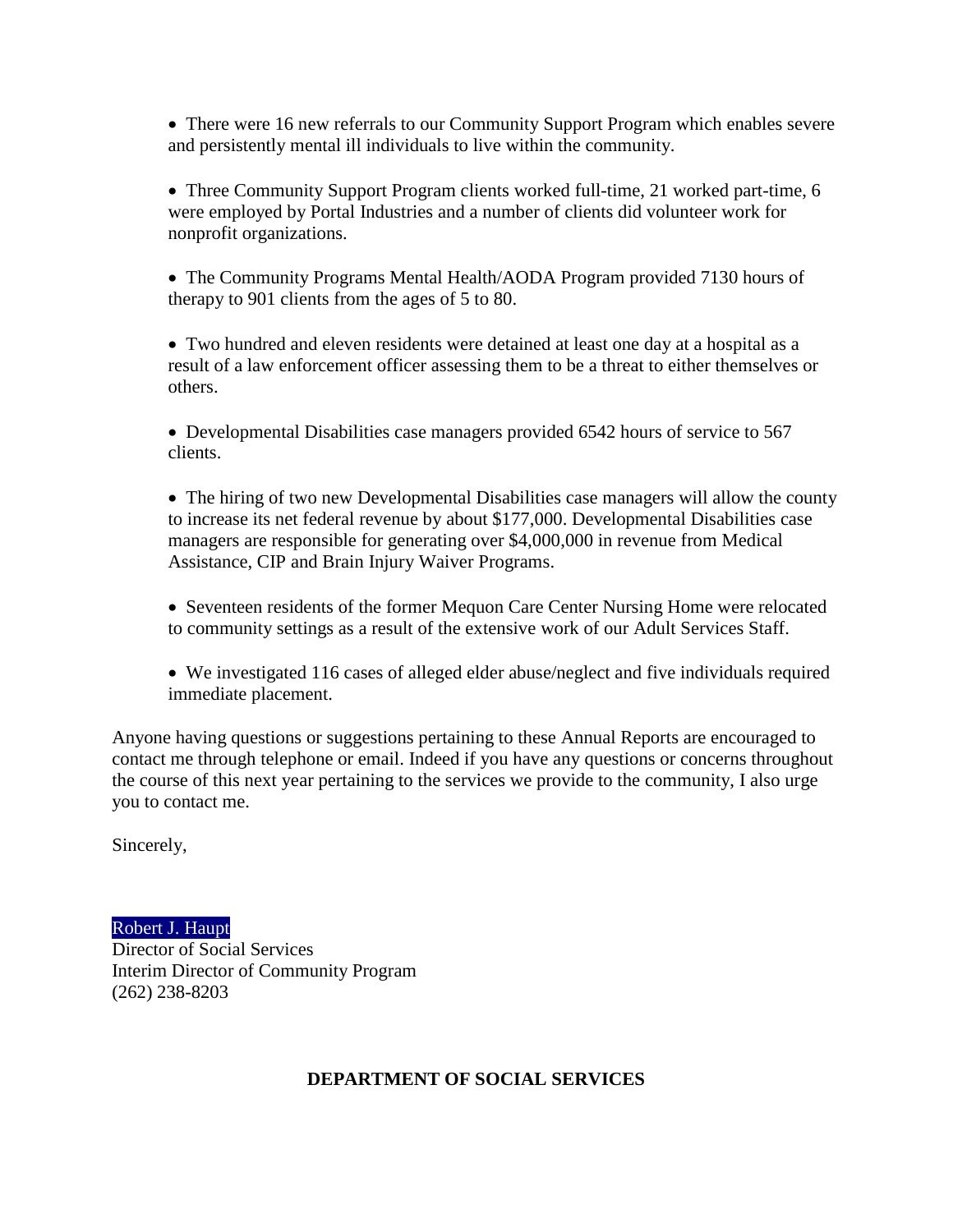- There were 16 new referrals to our Community Support Program which enables severe and persistently mental ill individuals to live within the community.

- Three Community Support Program clients worked full-time, 21 worked part-time, 6 were employed by Portal Industries and a number of clients did volunteer work for nonprofit organizations.

- The Community Programs Mental Health/AODA Program provided 7130 hours of therapy to 901 clients from the ages of 5 to 80.

- Two hundred and eleven residents were detained at least one day at a hospital as a result of a law enforcement officer assessing them to be a threat to either themselves or others.

- Developmental Disabilities case managers provided 6542 hours of service to 567 clients.

- The hiring of two new Developmental Disabilities case managers will allow the county to increase its net federal revenue by about $177,000. Developmental Disabilities case managers are responsible for generating over $4,000,000 in revenue from Medical Assistance, CIP and Brain Injury Waiver Programs.

- Seventeen residents of the former Mequon Care Center Nursing Home were relocated to community settings as a result of the extensive work of our Adult Services Staff.

- We investigated 116 cases of alleged elder abuse/neglect and five individuals required immediate placement.

Anyone having questions or suggestions pertaining to these Annual Reports are encouraged to contact me through telephone or email. Indeed if you have any questions or concerns throughout the course of this next year pertaining to the services we provide to the community, I also urge you to contact me.

Sincerely,

Robert J. Haupt
Director of Social Services
Interim Director of Community Program
(262) 238-8203

**DEPARTMENT OF SOCIAL SERVICES**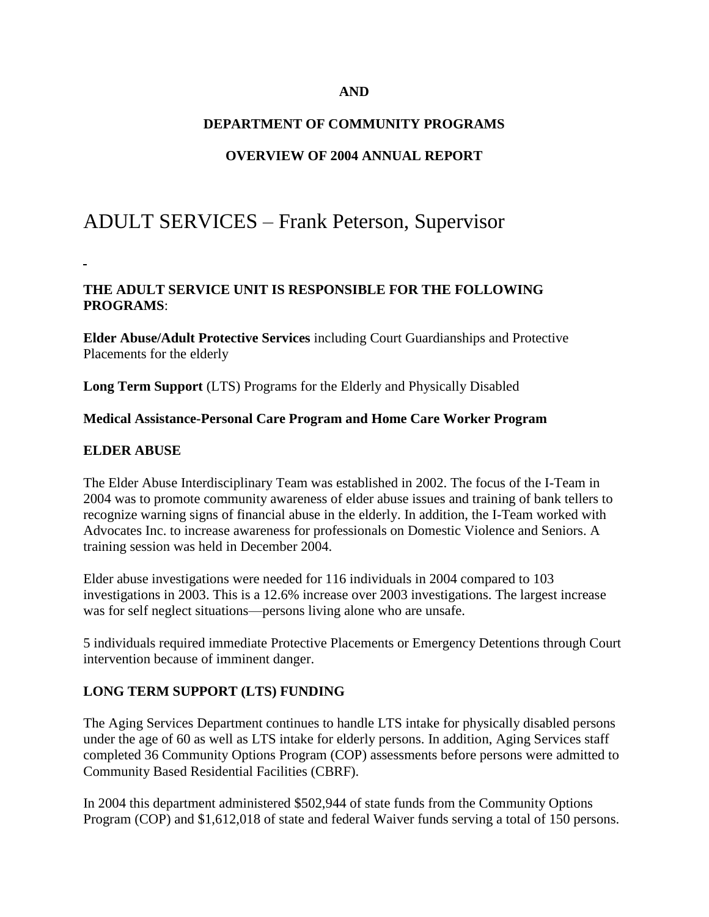**AND**

**DEPARTMENT OF COMMUNITY PROGRAMS**

**OVERVIEW OF 2004 ANNUAL REPORT**

# ADULT SERVICES – Frank Peterson, Supervisor

**THE ADULT SERVICE UNIT IS RESPONSIBLE FOR THE FOLLOWING PROGRAMS**:

**Elder Abuse/Adult Protective Services** including Court Guardianships and Protective Placements for the elderly

**Long Term Support** (LTS) Programs for the Elderly and Physically Disabled

**Medical Assistance-Personal Care Program and Home Care Worker Program**

### ELDER ABUSE

The Elder Abuse Interdisciplinary Team was established in 2002. The focus of the I-Team in 2004 was to promote community awareness of elder abuse issues and training of bank tellers to recognize warning signs of financial abuse in the elderly. In addition, the I-Team worked with Advocates Inc. to increase awareness for professionals on Domestic Violence and Seniors. A training session was held in December 2004.

Elder abuse investigations were needed for 116 individuals in 2004 compared to 103 investigations in 2003. This is a 12.6% increase over 2003 investigations. The largest increase was for self neglect situations—persons living alone who are unsafe.

5 individuals required immediate Protective Placements or Emergency Detentions through Court intervention because of imminent danger.

### LONG TERM SUPPORT (LTS) FUNDING

The Aging Services Department continues to handle LTS intake for physically disabled persons under the age of 60 as well as LTS intake for elderly persons. In addition, Aging Services staff completed 36 Community Options Program (COP) assessments before persons were admitted to Community Based Residential Facilities (CBRF).

In 2004 this department administered $502,944 of state funds from the Community Options Program (COP) and $1,612,018 of state and federal Waiver funds serving a total of 150 persons.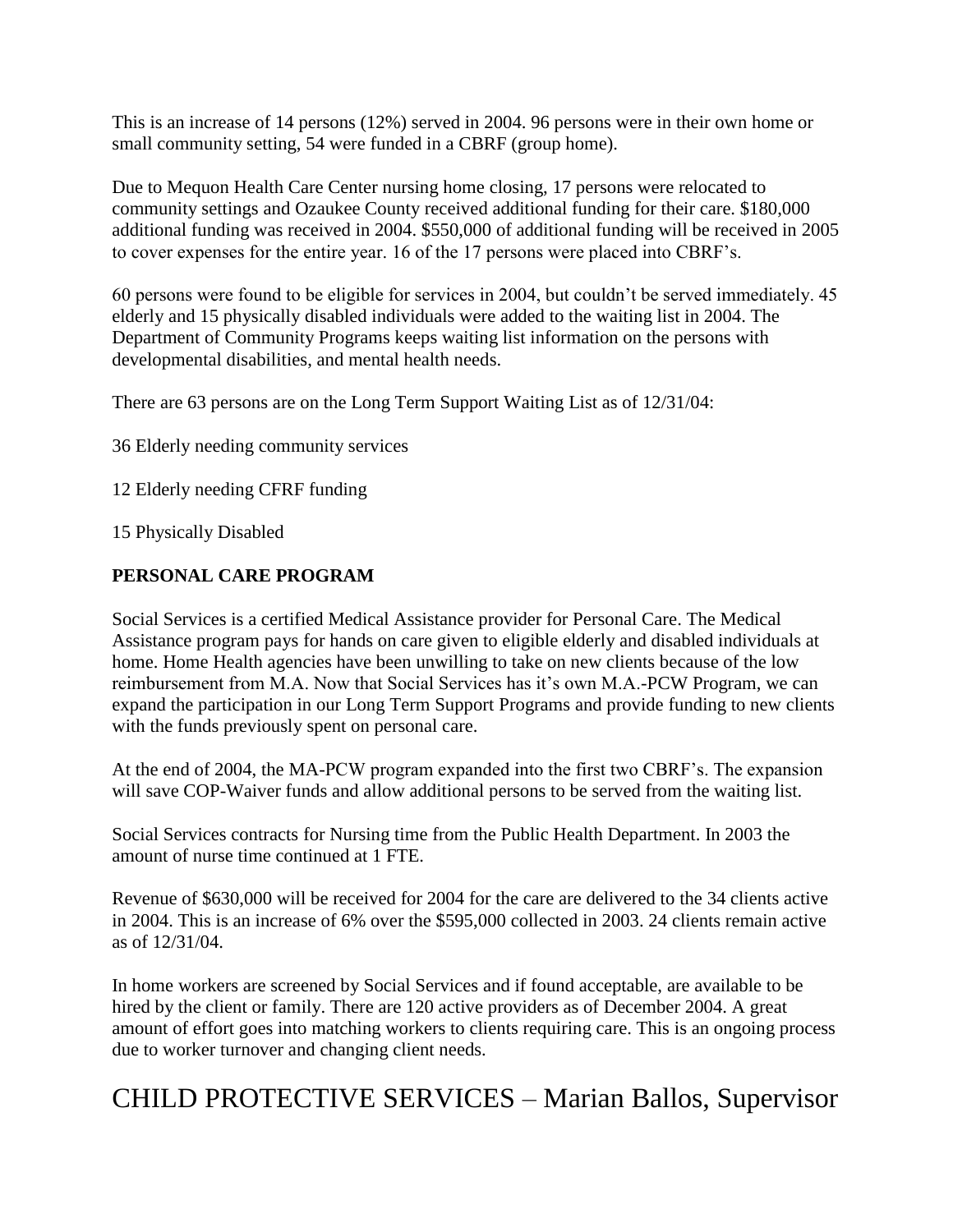This is an increase of 14 persons (12%) served in 2004. 96 persons were in their own home or small community setting, 54 were funded in a CBRF (group home).

Due to Mequon Health Care Center nursing home closing, 17 persons were relocated to community settings and Ozaukee County received additional funding for their care. $180,000 additional funding was received in 2004. $550,000 of additional funding will be received in 2005 to cover expenses for the entire year. 16 of the 17 persons were placed into CBRF's.

60 persons were found to be eligible for services in 2004, but couldn't be served immediately. 45 elderly and 15 physically disabled individuals were added to the waiting list in 2004. The Department of Community Programs keeps waiting list information on the persons with developmental disabilities, and mental health needs.

There are 63 persons are on the Long Term Support Waiting List as of 12/31/04:

36 Elderly needing community services

12 Elderly needing CFRF funding

15 Physically Disabled

**PERSONAL CARE PROGRAM**

Social Services is a certified Medical Assistance provider for Personal Care. The Medical Assistance program pays for hands on care given to eligible elderly and disabled individuals at home. Home Health agencies have been unwilling to take on new clients because of the low reimbursement from M.A. Now that Social Services has it's own M.A.-PCW Program, we can expand the participation in our Long Term Support Programs and provide funding to new clients with the funds previously spent on personal care.

At the end of 2004, the MA-PCW program expanded into the first two CBRF's. The expansion will save COP-Waiver funds and allow additional persons to be served from the waiting list.

Social Services contracts for Nursing time from the Public Health Department. In 2003 the amount of nurse time continued at 1 FTE.

Revenue of $630,000 will be received for 2004 for the care are delivered to the 34 clients active in 2004. This is an increase of 6% over the $595,000 collected in 2003. 24 clients remain active as of 12/31/04.

In home workers are screened by Social Services and if found acceptable, are available to be hired by the client or family. There are 120 active providers as of December 2004. A great amount of effort goes into matching workers to clients requiring care. This is an ongoing process due to worker turnover and changing client needs.

# CHILD PROTECTIVE SERVICES – Marian Ballos, Supervisor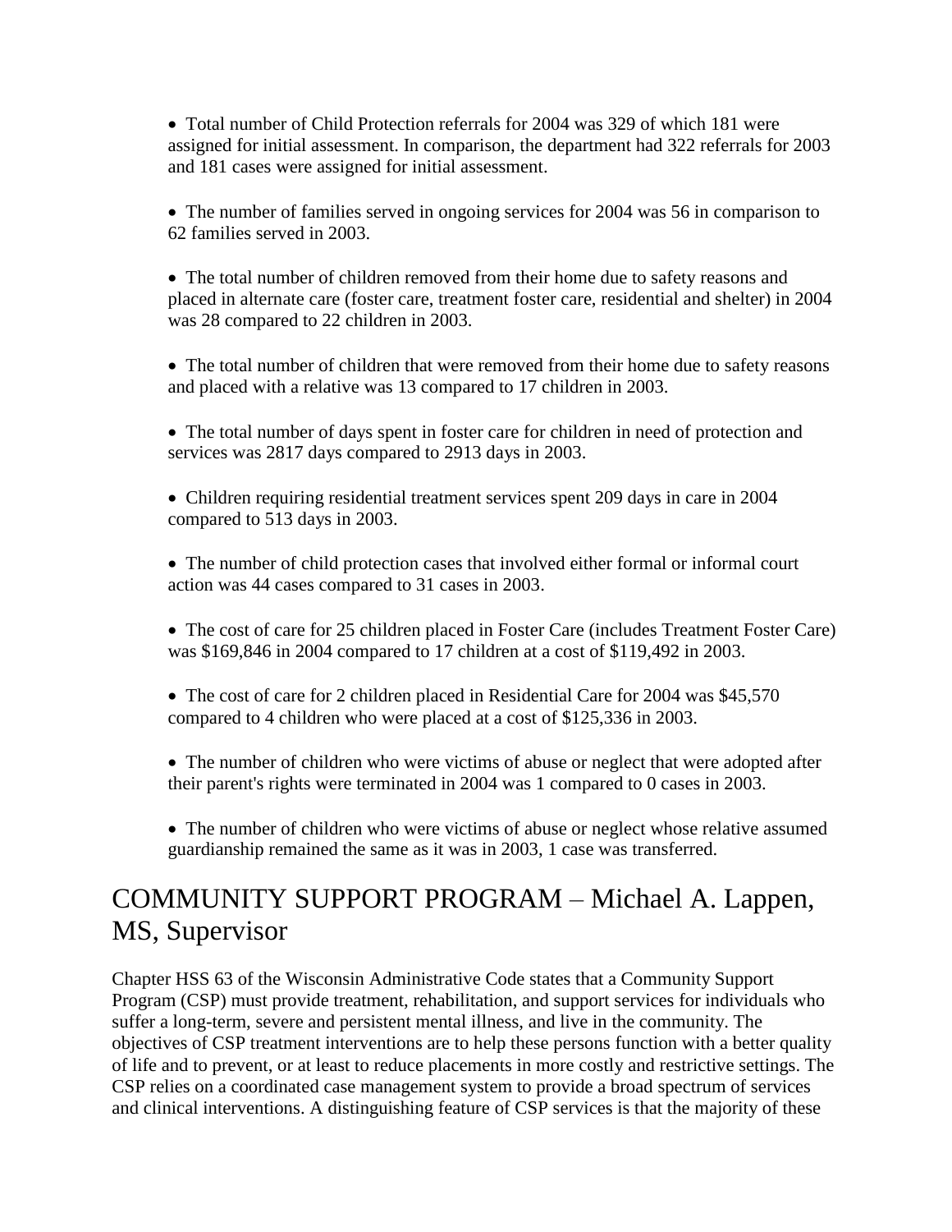- Total number of Child Protection referrals for 2004 was 329 of which 181 were assigned for initial assessment. In comparison, the department had 322 referrals for 2003 and 181 cases were assigned for initial assessment.

- The number of families served in ongoing services for 2004 was 56 in comparison to 62 families served in 2003.

- The total number of children removed from their home due to safety reasons and placed in alternate care (foster care, treatment foster care, residential and shelter) in 2004 was 28 compared to 22 children in 2003.

- The total number of children that were removed from their home due to safety reasons and placed with a relative was 13 compared to 17 children in 2003.

- The total number of days spent in foster care for children in need of protection and services was 2817 days compared to 2913 days in 2003.

- Children requiring residential treatment services spent 209 days in care in 2004 compared to 513 days in 2003.

- The number of child protection cases that involved either formal or informal court action was 44 cases compared to 31 cases in 2003.

- The cost of care for 25 children placed in Foster Care (includes Treatment Foster Care) was $169,846 in 2004 compared to 17 children at a cost of $119,492 in 2003.

- The cost of care for 2 children placed in Residential Care for 2004 was $45,570 compared to 4 children who were placed at a cost of $125,336 in 2003.

- The number of children who were victims of abuse or neglect that were adopted after their parent's rights were terminated in 2004 was 1 compared to 0 cases in 2003.

- The number of children who were victims of abuse or neglect whose relative assumed guardianship remained the same as it was in 2003, 1 case was transferred.

## COMMUNITY SUPPORT PROGRAM – Michael A. Lappen, MS, Supervisor

Chapter HSS 63 of the Wisconsin Administrative Code states that a Community Support Program (CSP) must provide treatment, rehabilitation, and support services for individuals who suffer a long-term, severe and persistent mental illness, and live in the community. The objectives of CSP treatment interventions are to help these persons function with a better quality of life and to prevent, or at least to reduce placements in more costly and restrictive settings. The CSP relies on a coordinated case management system to provide a broad spectrum of services and clinical interventions. A distinguishing feature of CSP services is that the majority of these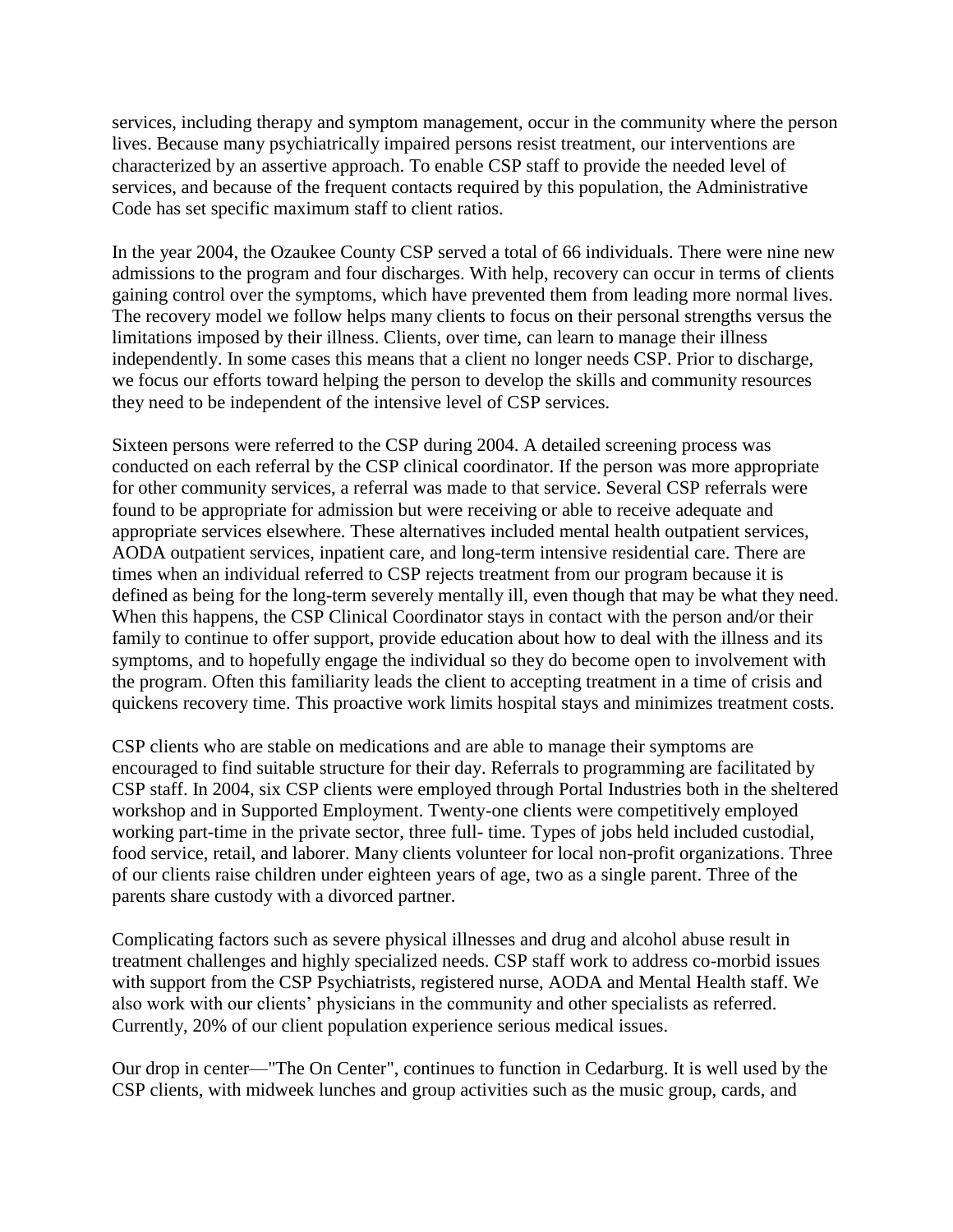services, including therapy and symptom management, occur in the community where the person lives. Because many psychiatrically impaired persons resist treatment, our interventions are characterized by an assertive approach. To enable CSP staff to provide the needed level of services, and because of the frequent contacts required by this population, the Administrative Code has set specific maximum staff to client ratios.

In the year 2004, the Ozaukee County CSP served a total of 66 individuals. There were nine new admissions to the program and four discharges. With help, recovery can occur in terms of clients gaining control over the symptoms, which have prevented them from leading more normal lives. The recovery model we follow helps many clients to focus on their personal strengths versus the limitations imposed by their illness. Clients, over time, can learn to manage their illness independently. In some cases this means that a client no longer needs CSP. Prior to discharge, we focus our efforts toward helping the person to develop the skills and community resources they need to be independent of the intensive level of CSP services.

Sixteen persons were referred to the CSP during 2004. A detailed screening process was conducted on each referral by the CSP clinical coordinator. If the person was more appropriate for other community services, a referral was made to that service. Several CSP referrals were found to be appropriate for admission but were receiving or able to receive adequate and appropriate services elsewhere. These alternatives included mental health outpatient services, AODA outpatient services, inpatient care, and long-term intensive residential care. There are times when an individual referred to CSP rejects treatment from our program because it is defined as being for the long-term severely mentally ill, even though that may be what they need. When this happens, the CSP Clinical Coordinator stays in contact with the person and/or their family to continue to offer support, provide education about how to deal with the illness and its symptoms, and to hopefully engage the individual so they do become open to involvement with the program. Often this familiarity leads the client to accepting treatment in a time of crisis and quickens recovery time. This proactive work limits hospital stays and minimizes treatment costs.

CSP clients who are stable on medications and are able to manage their symptoms are encouraged to find suitable structure for their day. Referrals to programming are facilitated by CSP staff. In 2004, six CSP clients were employed through Portal Industries both in the sheltered workshop and in Supported Employment. Twenty-one clients were competitively employed working part-time in the private sector, three full- time. Types of jobs held included custodial, food service, retail, and laborer. Many clients volunteer for local non-profit organizations. Three of our clients raise children under eighteen years of age, two as a single parent. Three of the parents share custody with a divorced partner.

Complicating factors such as severe physical illnesses and drug and alcohol abuse result in treatment challenges and highly specialized needs. CSP staff work to address co-morbid issues with support from the CSP Psychiatrists, registered nurse, AODA and Mental Health staff. We also work with our clients' physicians in the community and other specialists as referred. Currently, 20% of our client population experience serious medical issues.

Our drop in center—"The On Center", continues to function in Cedarburg. It is well used by the CSP clients, with midweek lunches and group activities such as the music group, cards, and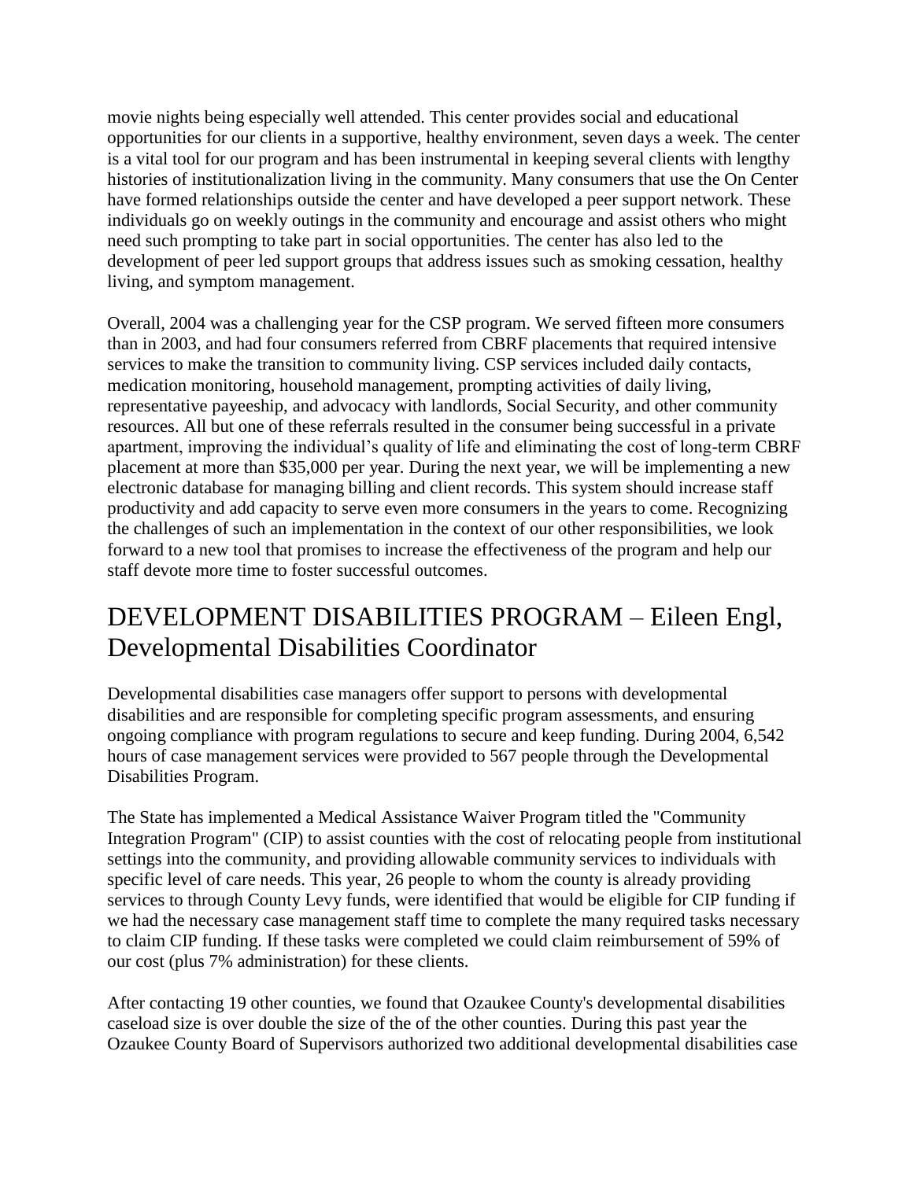movie nights being especially well attended. This center provides social and educational opportunities for our clients in a supportive, healthy environment, seven days a week. The center is a vital tool for our program and has been instrumental in keeping several clients with lengthy histories of institutionalization living in the community. Many consumers that use the On Center have formed relationships outside the center and have developed a peer support network. These individuals go on weekly outings in the community and encourage and assist others who might need such prompting to take part in social opportunities. The center has also led to the development of peer led support groups that address issues such as smoking cessation, healthy living, and symptom management.

Overall, 2004 was a challenging year for the CSP program. We served fifteen more consumers than in 2003, and had four consumers referred from CBRF placements that required intensive services to make the transition to community living. CSP services included daily contacts, medication monitoring, household management, prompting activities of daily living, representative payeeship, and advocacy with landlords, Social Security, and other community resources. All but one of these referrals resulted in the consumer being successful in a private apartment, improving the individual's quality of life and eliminating the cost of long-term CBRF placement at more than $35,000 per year. During the next year, we will be implementing a new electronic database for managing billing and client records. This system should increase staff productivity and add capacity to serve even more consumers in the years to come. Recognizing the challenges of such an implementation in the context of our other responsibilities, we look forward to a new tool that promises to increase the effectiveness of the program and help our staff devote more time to foster successful outcomes.

## DEVELOPMENT DISABILITIES PROGRAM – Eileen Engl, Developmental Disabilities Coordinator

Developmental disabilities case managers offer support to persons with developmental disabilities and are responsible for completing specific program assessments, and ensuring ongoing compliance with program regulations to secure and keep funding. During 2004, 6,542 hours of case management services were provided to 567 people through the Developmental Disabilities Program.

The State has implemented a Medical Assistance Waiver Program titled the "Community Integration Program" (CIP) to assist counties with the cost of relocating people from institutional settings into the community, and providing allowable community services to individuals with specific level of care needs. This year, 26 people to whom the county is already providing services to through County Levy funds, were identified that would be eligible for CIP funding if we had the necessary case management staff time to complete the many required tasks necessary to claim CIP funding. If these tasks were completed we could claim reimbursement of 59% of our cost (plus 7% administration) for these clients.

After contacting 19 other counties, we found that Ozaukee County's developmental disabilities caseload size is over double the size of the of the other counties. During this past year the Ozaukee County Board of Supervisors authorized two additional developmental disabilities case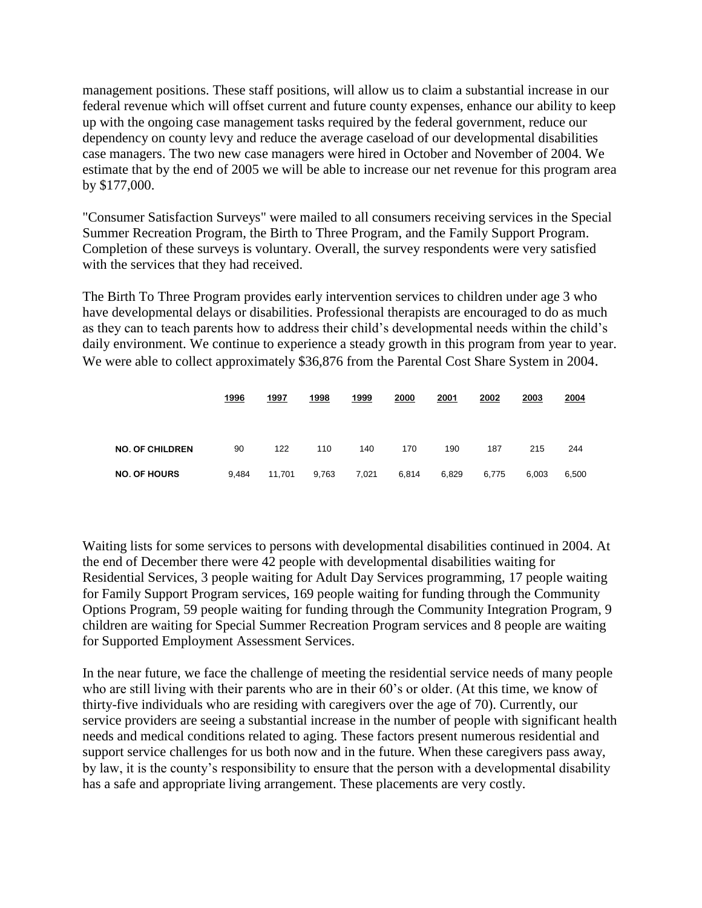management positions. These staff positions, will allow us to claim a substantial increase in our federal revenue which will offset current and future county expenses, enhance our ability to keep up with the ongoing case management tasks required by the federal government, reduce our dependency on county levy and reduce the average caseload of our developmental disabilities case managers. The two new case managers were hired in October and November of 2004. We estimate that by the end of 2005 we will be able to increase our net revenue for this program area by $177,000.

"Consumer Satisfaction Surveys" were mailed to all consumers receiving services in the Special Summer Recreation Program, the Birth to Three Program, and the Family Support Program. Completion of these surveys is voluntary. Overall, the survey respondents were very satisfied with the services that they had received.

The Birth To Three Program provides early intervention services to children under age 3 who have developmental delays or disabilities. Professional therapists are encouraged to do as much as they can to teach parents how to address their child's developmental needs within the child's daily environment. We continue to experience a steady growth in this program from year to year. We were able to collect approximately $36,876 from the Parental Cost Share System in 2004.

| | 1996 | 1997 | 1998 | 1999 | 2000 | 2001 | 2002 | 2003 | 2004 |
|---|---|---|---|---|---|---|---|---|---|
| **NO. OF CHILDREN** | 90 | 122 | 110 | 140 | 170 | 190 | 187 | 215 | 244 |
| **NO. OF HOURS** | 9,484 | 11,701 | 9,763 | 7,021 | 6,814 | 6,829 | 6,775 | 6,003 | 6,500 |

Waiting lists for some services to persons with developmental disabilities continued in 2004. At the end of December there were 42 people with developmental disabilities waiting for Residential Services, 3 people waiting for Adult Day Services programming, 17 people waiting for Family Support Program services, 169 people waiting for funding through the Community Options Program, 59 people waiting for funding through the Community Integration Program, 9 children are waiting for Special Summer Recreation Program services and 8 people are waiting for Supported Employment Assessment Services.

In the near future, we face the challenge of meeting the residential service needs of many people who are still living with their parents who are in their 60's or older. (At this time, we know of thirty-five individuals who are residing with caregivers over the age of 70). Currently, our service providers are seeing a substantial increase in the number of people with significant health needs and medical conditions related to aging. These factors present numerous residential and support service challenges for us both now and in the future. When these caregivers pass away, by law, it is the county's responsibility to ensure that the person with a developmental disability has a safe and appropriate living arrangement. These placements are very costly.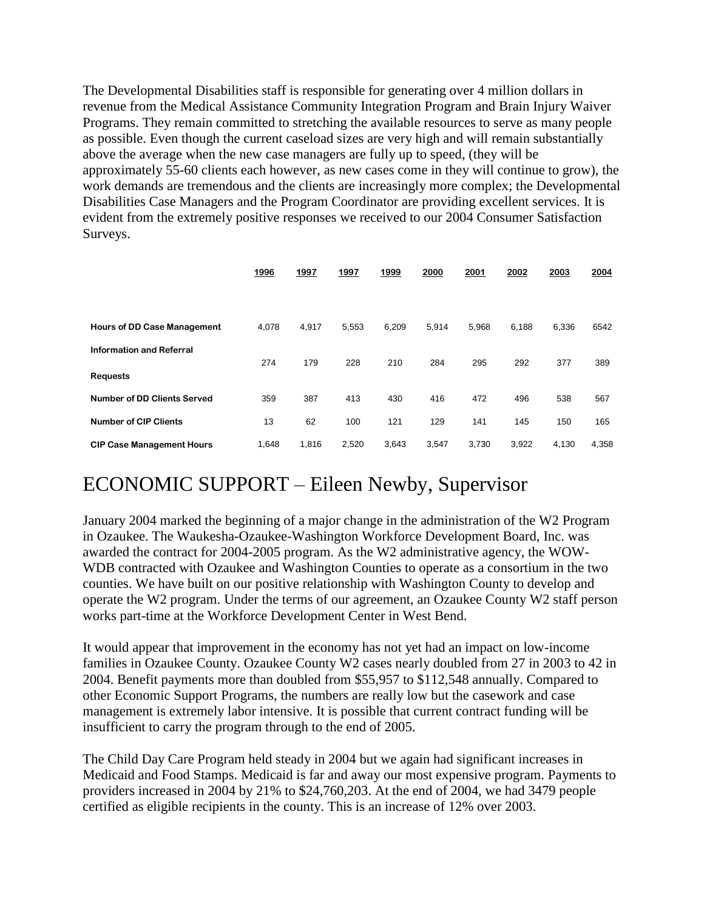The Developmental Disabilities staff is responsible for generating over 4 million dollars in revenue from the Medical Assistance Community Integration Program and Brain Injury Waiver Programs. They remain committed to stretching the available resources to serve as many people as possible. Even though the current caseload sizes are very high and will remain substantially above the average when the new case managers are fully up to speed, (they will be approximately 55-60 clients each however, as new cases come in they will continue to grow), the work demands are tremendous and the clients are increasingly more complex; the Developmental Disabilities Case Managers and the Program Coordinator are providing excellent services. It is evident from the extremely positive responses we received to our 2004 Consumer Satisfaction Surveys.

| | 1996 | 1997 | 1997 | 1999 | 2000 | 2001 | 2002 | 2003 | 2004 |
|---|---|---|---|---|---|---|---|---|---|
| **Hours of DD Case Management** | 4,078 | 4,917 | 5,553 | 6,209 | 5,914 | 5,968 | 6,188 | 6,336 | 6542 |
| **Information and Referral Requests** | 274 | 179 | 228 | 210 | 284 | 295 | 292 | 377 | 389 |
| **Number of DD Clients Served** | 359 | 387 | 413 | 430 | 416 | 472 | 496 | 538 | 567 |
| **Number of CIP Clients** | 13 | 62 | 100 | 121 | 129 | 141 | 145 | 150 | 165 |
| **CIP Case Management Hours** | 1,648 | 1,816 | 2,520 | 3,643 | 3,547 | 3,730 | 3,922 | 4,130 | 4,358 |

# ECONOMIC SUPPORT – Eileen Newby, Supervisor

January 2004 marked the beginning of a major change in the administration of the W2 Program in Ozaukee. The Waukesha-Ozaukee-Washington Workforce Development Board, Inc. was awarded the contract for 2004-2005 program. As the W2 administrative agency, the WOW-WDB contracted with Ozaukee and Washington Counties to operate as a consortium in the two counties. We have built on our positive relationship with Washington County to develop and operate the W2 program. Under the terms of our agreement, an Ozaukee County W2 staff person works part-time at the Workforce Development Center in West Bend.

It would appear that improvement in the economy has not yet had an impact on low-income families in Ozaukee County. Ozaukee County W2 cases nearly doubled from 27 in 2003 to 42 in 2004. Benefit payments more than doubled from $55,957 to $112,548 annually. Compared to other Economic Support Programs, the numbers are really low but the casework and case management is extremely labor intensive. It is possible that current contract funding will be insufficient to carry the program through to the end of 2005.

The Child Day Care Program held steady in 2004 but we again had significant increases in Medicaid and Food Stamps. Medicaid is far and away our most expensive program. Payments to providers increased in 2004 by 21% to $24,760,203. At the end of 2004, we had 3479 people certified as eligible recipients in the county. This is an increase of 12% over 2003.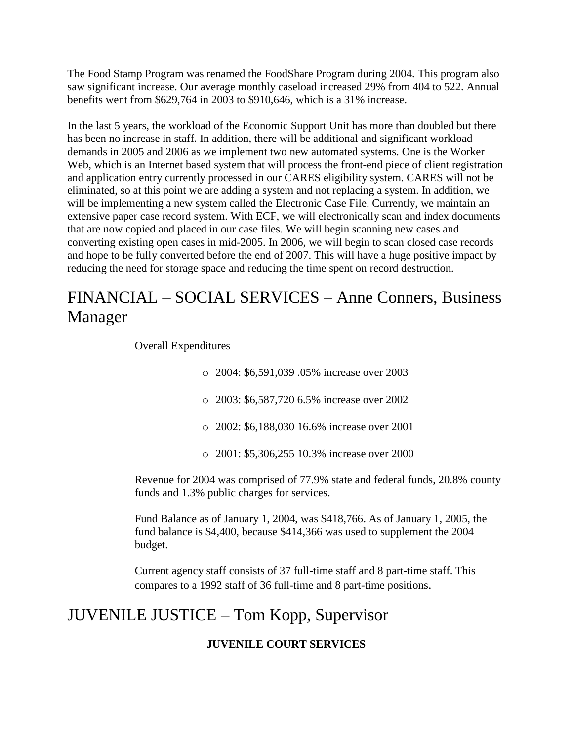The Food Stamp Program was renamed the FoodShare Program during 2004. This program also saw significant increase. Our average monthly caseload increased 29% from 404 to 522. Annual benefits went from $629,764 in 2003 to $910,646, which is a 31% increase.

In the last 5 years, the workload of the Economic Support Unit has more than doubled but there has been no increase in staff. In addition, there will be additional and significant workload demands in 2005 and 2006 as we implement two new automated systems. One is the Worker Web, which is an Internet based system that will process the front-end piece of client registration and application entry currently processed in our CARES eligibility system. CARES will not be eliminated, so at this point we are adding a system and not replacing a system. In addition, we will be implementing a new system called the Electronic Case File. Currently, we maintain an extensive paper case record system. With ECF, we will electronically scan and index documents that are now copied and placed in our case files. We will begin scanning new cases and converting existing open cases in mid-2005. In 2006, we will begin to scan closed case records and hope to be fully converted before the end of 2007. This will have a huge positive impact by reducing the need for storage space and reducing the time spent on record destruction.

# FINANCIAL – SOCIAL SERVICES – Anne Conners, Business Manager

Overall Expenditures

- 2004: $6,591,039 .05% increase over 2003
- 2003: $6,587,720 6.5% increase over 2002
- 2002: $6,188,030 16.6% increase over 2001
- 2001: $5,306,255 10.3% increase over 2000

Revenue for 2004 was comprised of 77.9% state and federal funds, 20.8% county funds and 1.3% public charges for services.

Fund Balance as of January 1, 2004, was $418,766. As of January 1, 2005, the fund balance is $4,400, because $414,366 was used to supplement the 2004 budget.

Current agency staff consists of 37 full-time staff and 8 part-time staff. This compares to a 1992 staff of 36 full-time and 8 part-time positions.

# JUVENILE JUSTICE – Tom Kopp, Supervisor

**JUVENILE COURT SERVICES**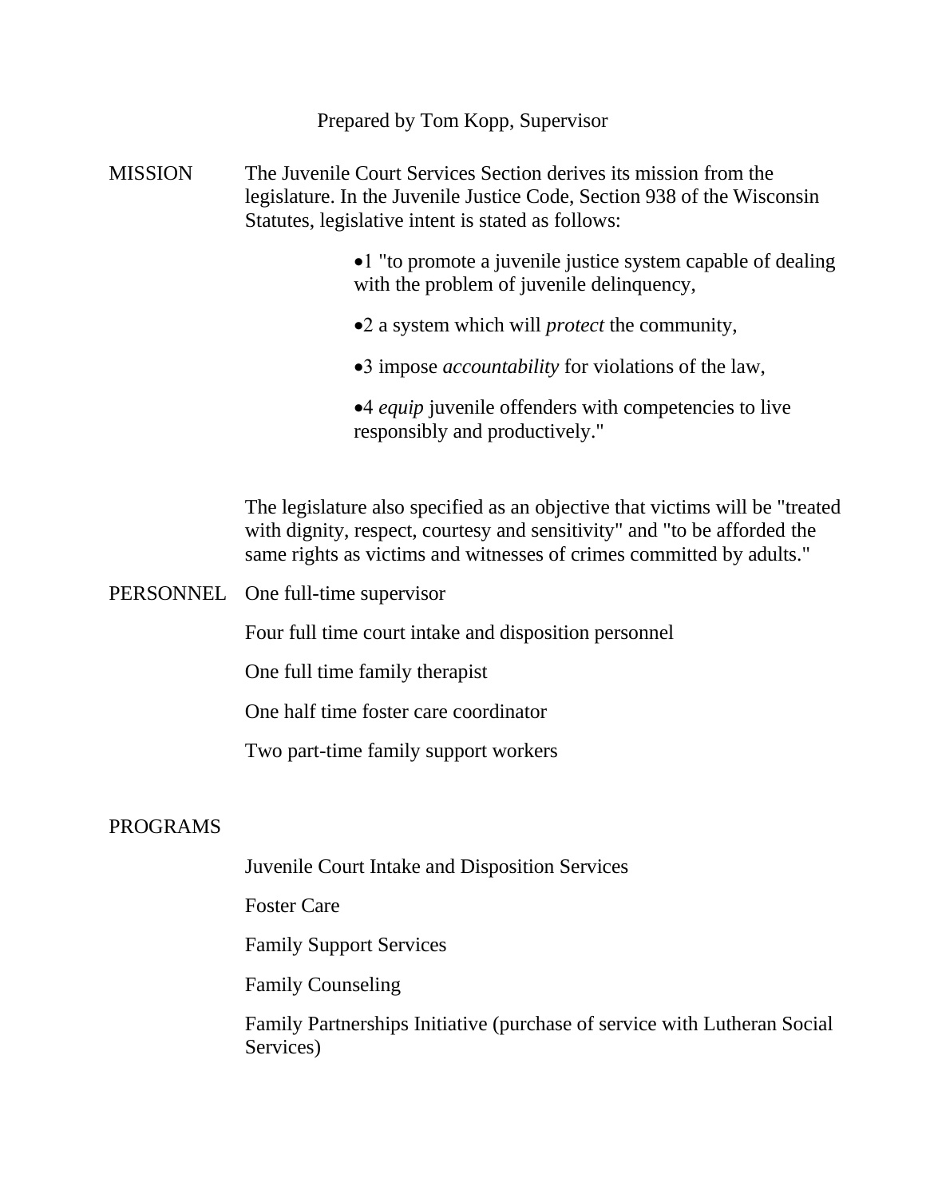Prepared by Tom Kopp, Supervisor

**MISSION**

The Juvenile Court Services Section derives its mission from the legislature. In the Juvenile Justice Code, Section 938 of the Wisconsin Statutes, legislative intent is stated as follows:

- 1 "to promote a juvenile justice system capable of dealing with the problem of juvenile delinquency,
- 2 a system which will *protect* the community,
- 3 impose *accountability* for violations of the law,
- 4 *equip* juvenile offenders with competencies to live responsibly and productively."

The legislature also specified as an objective that victims will be "treated with dignity, respect, courtesy and sensitivity" and "to be afforded the same rights as victims and witnesses of crimes committed by adults."

**PERSONNEL**

One full-time supervisor

Four full time court intake and disposition personnel

One full time family therapist

One half time foster care coordinator

Two part-time family support workers

**PROGRAMS**

Juvenile Court Intake and Disposition Services

Foster Care

Family Support Services

Family Counseling

Family Partnerships Initiative (purchase of service with Lutheran Social Services)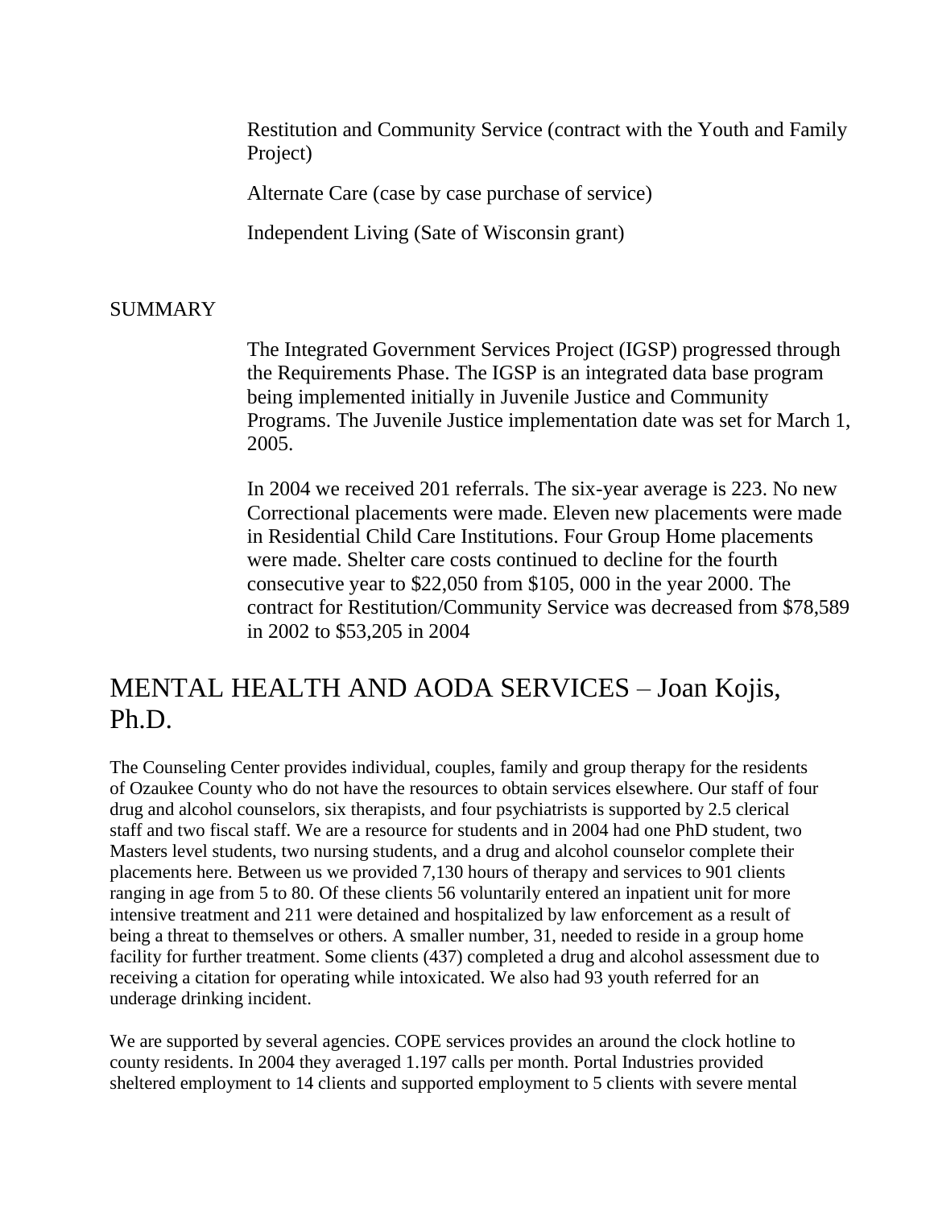Restitution and Community Service (contract with the Youth and Family Project)

Alternate Care (case by case purchase of service)

Independent Living (Sate of Wisconsin grant)

SUMMARY

The Integrated Government Services Project (IGSP) progressed through the Requirements Phase. The IGSP is an integrated data base program being implemented initially in Juvenile Justice and Community Programs. The Juvenile Justice implementation date was set for March 1, 2005.

In 2004 we received 201 referrals. The six-year average is 223. No new Correctional placements were made. Eleven new placements were made in Residential Child Care Institutions. Four Group Home placements were made. Shelter care costs continued to decline for the fourth consecutive year to $22,050 from $105, 000 in the year 2000. The contract for Restitution/Community Service was decreased from $78,589 in 2002 to $53,205 in 2004

# MENTAL HEALTH AND AODA SERVICES – Joan Kojis, Ph.D.

The Counseling Center provides individual, couples, family and group therapy for the residents of Ozaukee County who do not have the resources to obtain services elsewhere. Our staff of four drug and alcohol counselors, six therapists, and four psychiatrists is supported by 2.5 clerical staff and two fiscal staff. We are a resource for students and in 2004 had one PhD student, two Masters level students, two nursing students, and a drug and alcohol counselor complete their placements here. Between us we provided 7,130 hours of therapy and services to 901 clients ranging in age from 5 to 80. Of these clients 56 voluntarily entered an inpatient unit for more intensive treatment and 211 were detained and hospitalized by law enforcement as a result of being a threat to themselves or others. A smaller number, 31, needed to reside in a group home facility for further treatment. Some clients (437) completed a drug and alcohol assessment due to receiving a citation for operating while intoxicated. We also had 93 youth referred for an underage drinking incident.

We are supported by several agencies. COPE services provides an around the clock hotline to county residents. In 2004 they averaged 1.197 calls per month. Portal Industries provided sheltered employment to 14 clients and supported employment to 5 clients with severe mental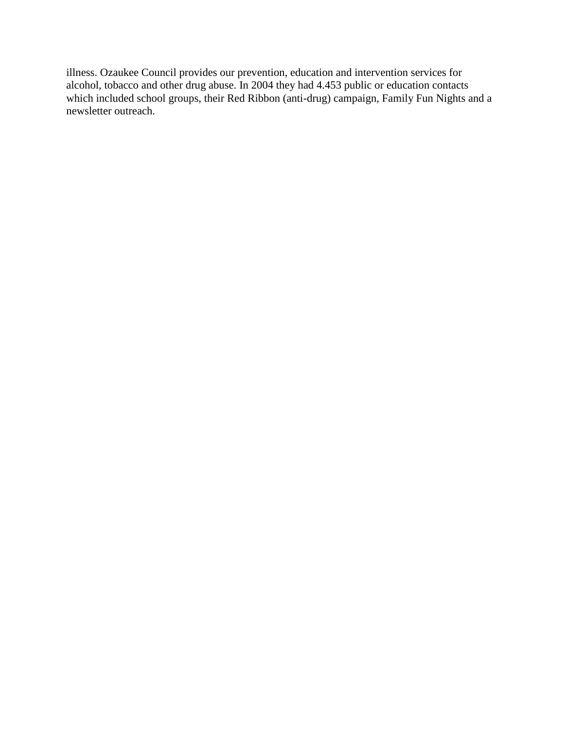illness. Ozaukee Council provides our prevention, education and intervention services for alcohol, tobacco and other drug abuse. In 2004 they had 4.453 public or education contacts which included school groups, their Red Ribbon (anti-drug) campaign, Family Fun Nights and a newsletter outreach.